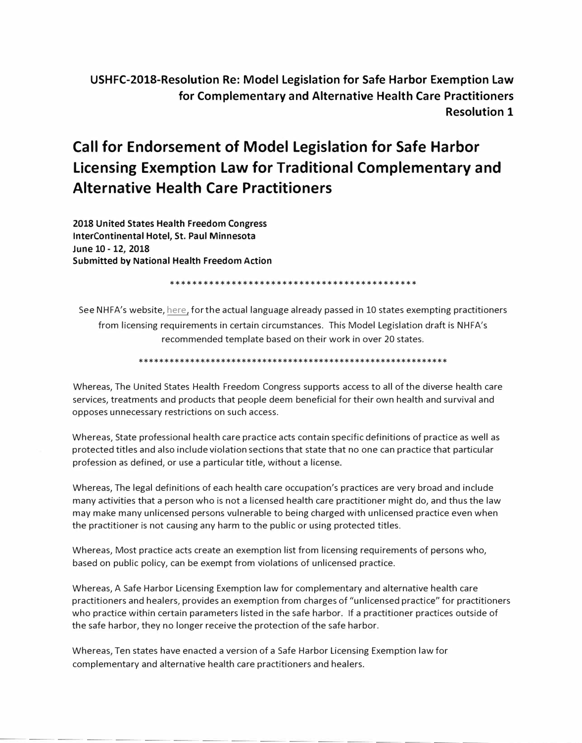**USHFC-2018-Resolution Re: Model Legislation for Safe Harbor Exemption Law for Complementary and Alternative Health Care Practitioners Resolution 1**

# Call for Endorsement of Model Legislation for Safe Harbor Licensing Exemption Law for Traditional Complementary and Alternative Health Care Practitioners

**2018 United States Health Freedom Congress**
**InterContinental Hotel, St. Paul Minnesota**
**June 10 - 12, 2018**
**Submitted by National Health Freedom Action**

*********************************************

See NHFA's website, here, for the actual language already passed in 10 states exempting practitioners from licensing requirements in certain circumstances. This Model Legislation draft is NHFA's recommended template based on their work in over 20 states.

*************************************************************

Whereas, The United States Health Freedom Congress supports access to all of the diverse health care services, treatments and products that people deem beneficial for their own health and survival and opposes unnecessary restrictions on such access.

Whereas, State professional health care practice acts contain specific definitions of practice as well as protected titles and also include violation sections that state that no one can practice that particular profession as defined, or use a particular title, without a license.

Whereas, The legal definitions of each health care occupation's practices are very broad and include many activities that a person who is not a licensed health care practitioner might do, and thus the law may make many unlicensed persons vulnerable to being charged with unlicensed practice even when the practitioner is not causing any harm to the public or using protected titles.

Whereas, Most practice acts create an exemption list from licensing requirements of persons who, based on public policy, can be exempt from violations of unlicensed practice.

Whereas, A Safe Harbor Licensing Exemption law for complementary and alternative health care practitioners and healers, provides an exemption from charges of "unlicensed practice" for practitioners who practice within certain parameters listed in the safe harbor. If a practitioner practices outside of the safe harbor, they no longer receive the protection of the safe harbor.

Whereas, Ten states have enacted a version of a Safe Harbor Licensing Exemption law for complementary and alternative health care practitioners and healers.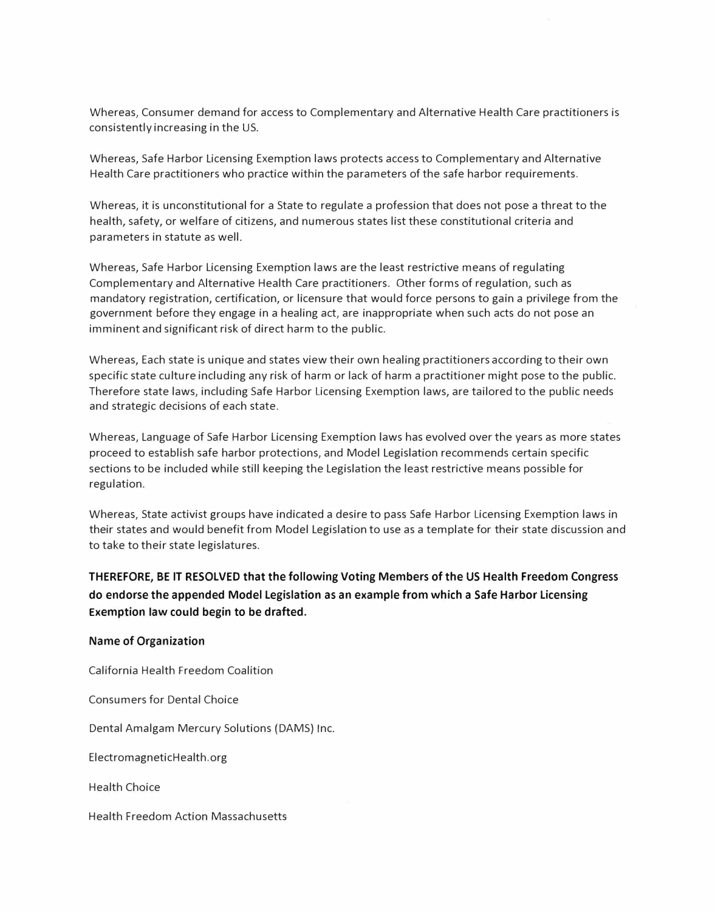Whereas, Consumer demand for access to Complementary and Alternative Health Care practitioners is consistently increasing in the US.

Whereas, Safe Harbor Licensing Exemption laws protects access to Complementary and Alternative Health Care practitioners who practice within the parameters of the safe harbor requirements.

Whereas, it is unconstitutional for a State to regulate a profession that does not pose a threat to the health, safety, or welfare of citizens, and numerous states list these constitutional criteria and parameters in statute as well.

Whereas, Safe Harbor Licensing Exemption laws are the least restrictive means of regulating Complementary and Alternative Health Care practitioners. Other forms of regulation, such as mandatory registration, certification, or licensure that would force persons to gain a privilege from the government before they engage in a healing act, are inappropriate when such acts do not pose an imminent and significant risk of direct harm to the public.

Whereas, Each state is unique and states view their own healing practitioners according to their own specific state culture including any risk of harm or lack of harm a practitioner might pose to the public. Therefore state laws, including Safe Harbor Licensing Exemption laws, are tailored to the public needs and strategic decisions of each state.

Whereas, Language of Safe Harbor Licensing Exemption laws has evolved over the years as more states proceed to establish safe harbor protections, and Model Legislation recommends certain specific sections to be included while still keeping the Legislation the least restrictive means possible for regulation.

Whereas, State activist groups have indicated a desire to pass Safe Harbor Licensing Exemption laws in their states and would benefit from Model Legislation to use as a template for their state discussion and to take to their state legislatures.

**THEREFORE, BE IT RESOLVED that the following Voting Members of the US Health Freedom Congress do endorse the appended Model Legislation as an example from which a Safe Harbor Licensing Exemption law could begin to be drafted.**

**Name of Organization**

California Health Freedom Coalition

Consumers for Dental Choice

Dental Amalgam Mercury Solutions (DAMS) Inc.

ElectromagneticHealth.org

Health Choice

Health Freedom Action Massachusetts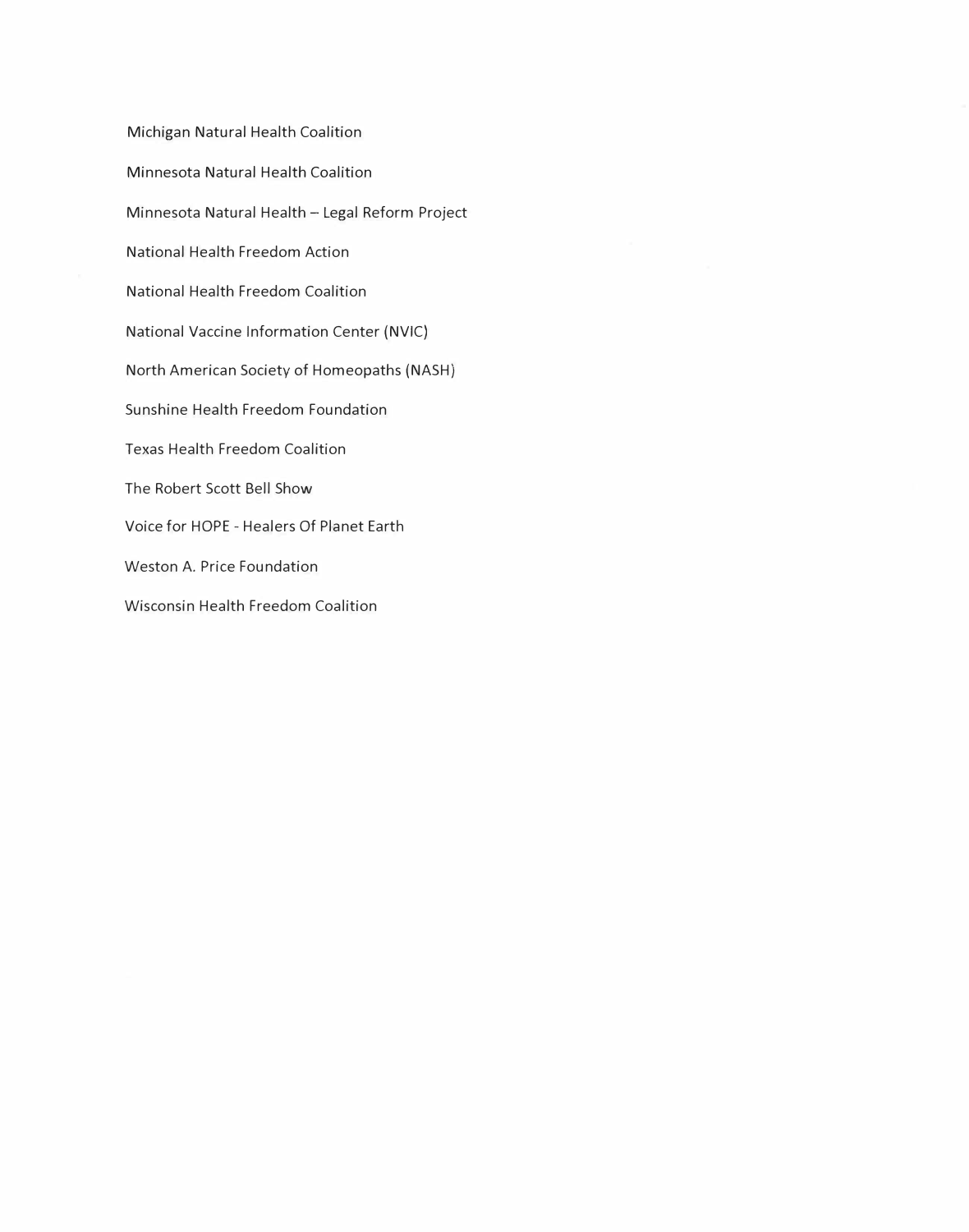Michigan Natural Health Coalition

Minnesota Natural Health Coalition

Minnesota Natural Health – Legal Reform Project

National Health Freedom Action

National Health Freedom Coalition

National Vaccine Information Center (NVIC)

North American Society of Homeopaths (NASH)

Sunshine Health Freedom Foundation

Texas Health Freedom Coalition

The Robert Scott Bell Show

Voice for HOPE - Healers Of Planet Earth

Weston A. Price Foundation

Wisconsin Health Freedom Coalition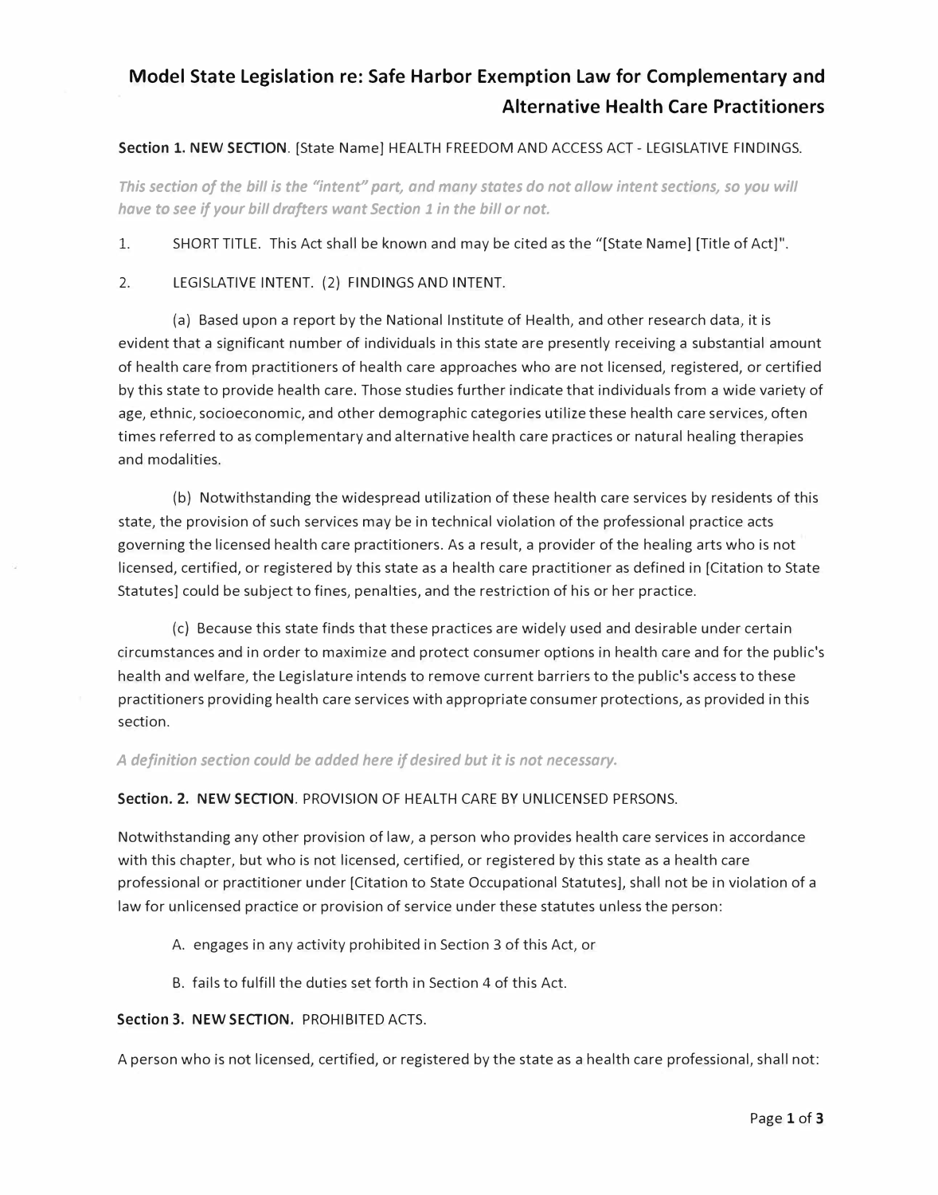# Model State Legislation re: Safe Harbor Exemption Law for Complementary and Alternative Health Care Practitioners

**Section 1. NEW SECTION**. [State Name] HEALTH FREEDOM AND ACCESS ACT - LEGISLATIVE FINDINGS.

*This section of the bill is the "intent" part, and many states do not allow intent sections, so you will have to see if your bill drafters want Section 1 in the bill or not.*

1. SHORT TITLE. This Act shall be known and may be cited as the "[State Name] [Title of Act]".

2. LEGISLATIVE INTENT. (2) FINDINGS AND INTENT.

(a) Based upon a report by the National Institute of Health, and other research data, it is evident that a significant number of individuals in this state are presently receiving a substantial amount of health care from practitioners of health care approaches who are not licensed, registered, or certified by this state to provide health care. Those studies further indicate that individuals from a wide variety of age, ethnic, socioeconomic, and other demographic categories utilize these health care services, often times referred to as complementary and alternative health care practices or natural healing therapies and modalities.

(b) Notwithstanding the widespread utilization of these health care services by residents of this state, the provision of such services may be in technical violation of the professional practice acts governing the licensed health care practitioners. As a result, a provider of the healing arts who is not licensed, certified, or registered by this state as a health care practitioner as defined in [Citation to State Statutes] could be subject to fines, penalties, and the restriction of his or her practice.

(c) Because this state finds that these practices are widely used and desirable under certain circumstances and in order to maximize and protect consumer options in health care and for the public's health and welfare, the Legislature intends to remove current barriers to the public's access to these practitioners providing health care services with appropriate consumer protections, as provided in this section.

*A definition section could be added here if desired but it is not necessary.*

**Section. 2. NEW SECTION**. PROVISION OF HEALTH CARE BY UNLICENSED PERSONS.

Notwithstanding any other provision of law, a person who provides health care services in accordance with this chapter, but who is not licensed, certified, or registered by this state as a health care professional or practitioner under [Citation to State Occupational Statutes], shall not be in violation of a law for unlicensed practice or provision of service under these statutes unless the person:

A. engages in any activity prohibited in Section 3 of this Act, or

B. fails to fulfill the duties set forth in Section 4 of this Act.

**Section 3. NEW SECTION.** PROHIBITED ACTS.

A person who is not licensed, certified, or registered by the state as a health care professional, shall not: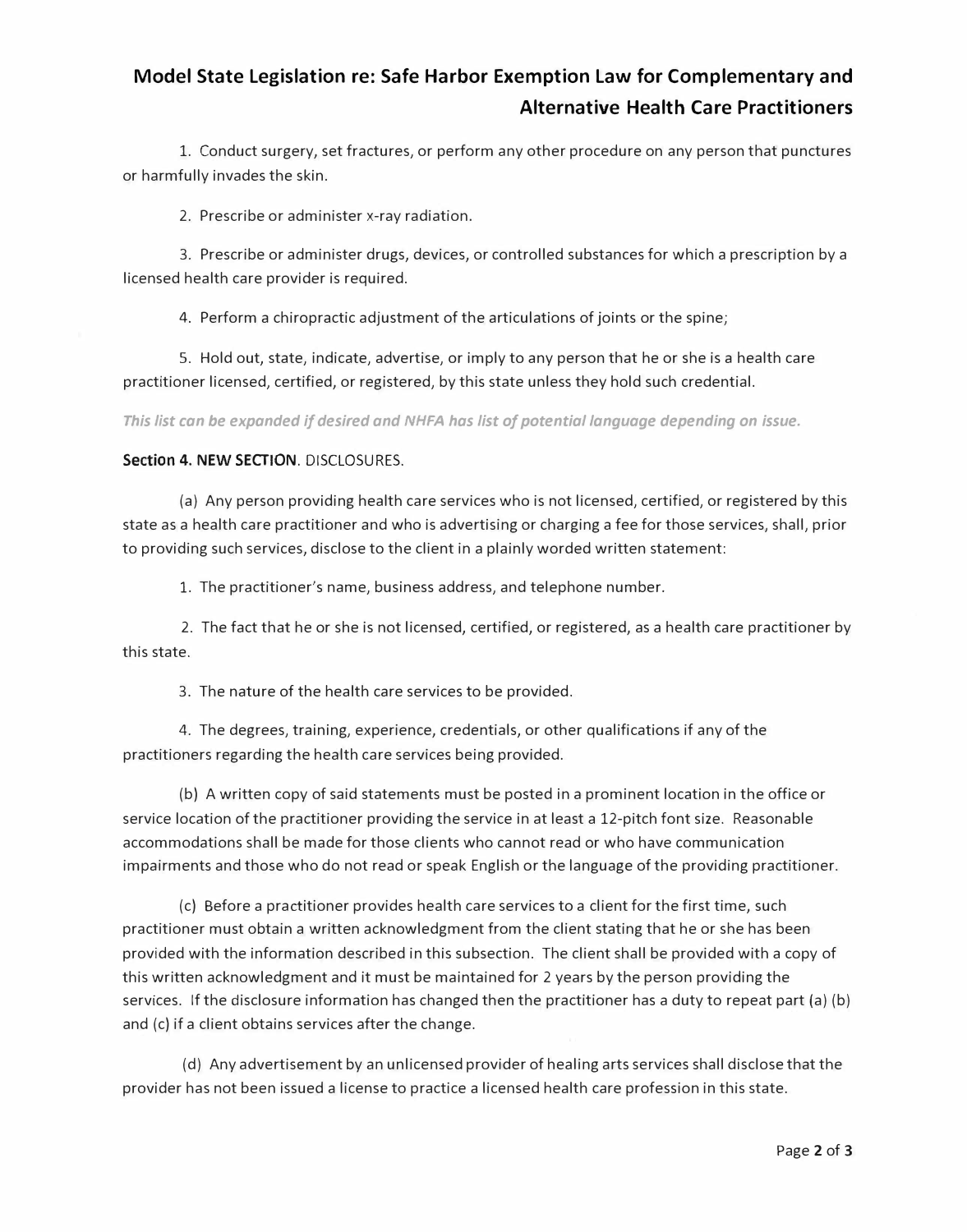1. Conduct surgery, set fractures, or perform any other procedure on any person that punctures or harmfully invades the skin.

2. Prescribe or administer x-ray radiation.

3. Prescribe or administer drugs, devices, or controlled substances for which a prescription by a licensed health care provider is required.

4. Perform a chiropractic adjustment of the articulations of joints or the spine;

5. Hold out, state, indicate, advertise, or imply to any person that he or she is a health care practitioner licensed, certified, or registered, by this state unless they hold such credential.

*This list can be expanded if desired and NHFA has list of potential language depending on issue.*

**Section 4. NEW SECTION**. DISCLOSURES.

(a) Any person providing health care services who is not licensed, certified, or registered by this state as a health care practitioner and who is advertising or charging a fee for those services, shall, prior to providing such services, disclose to the client in a plainly worded written statement:

1. The practitioner's name, business address, and telephone number.

2. The fact that he or she is not licensed, certified, or registered, as a health care practitioner by this state.

3. The nature of the health care services to be provided.

4. The degrees, training, experience, credentials, or other qualifications if any of the practitioners regarding the health care services being provided.

(b) A written copy of said statements must be posted in a prominent location in the office or service location of the practitioner providing the service in at least a 12-pitch font size. Reasonable accommodations shall be made for those clients who cannot read or who have communication impairments and those who do not read or speak English or the language of the providing practitioner.

(c) Before a practitioner provides health care services to a client for the first time, such practitioner must obtain a written acknowledgment from the client stating that he or she has been provided with the information described in this subsection. The client shall be provided with a copy of this written acknowledgment and it must be maintained for 2 years by the person providing the services. If the disclosure information has changed then the practitioner has a duty to repeat part (a) (b) and (c) if a client obtains services after the change.

(d) Any advertisement by an unlicensed provider of healing arts services shall disclose that the provider has not been issued a license to practice a licensed health care profession in this state.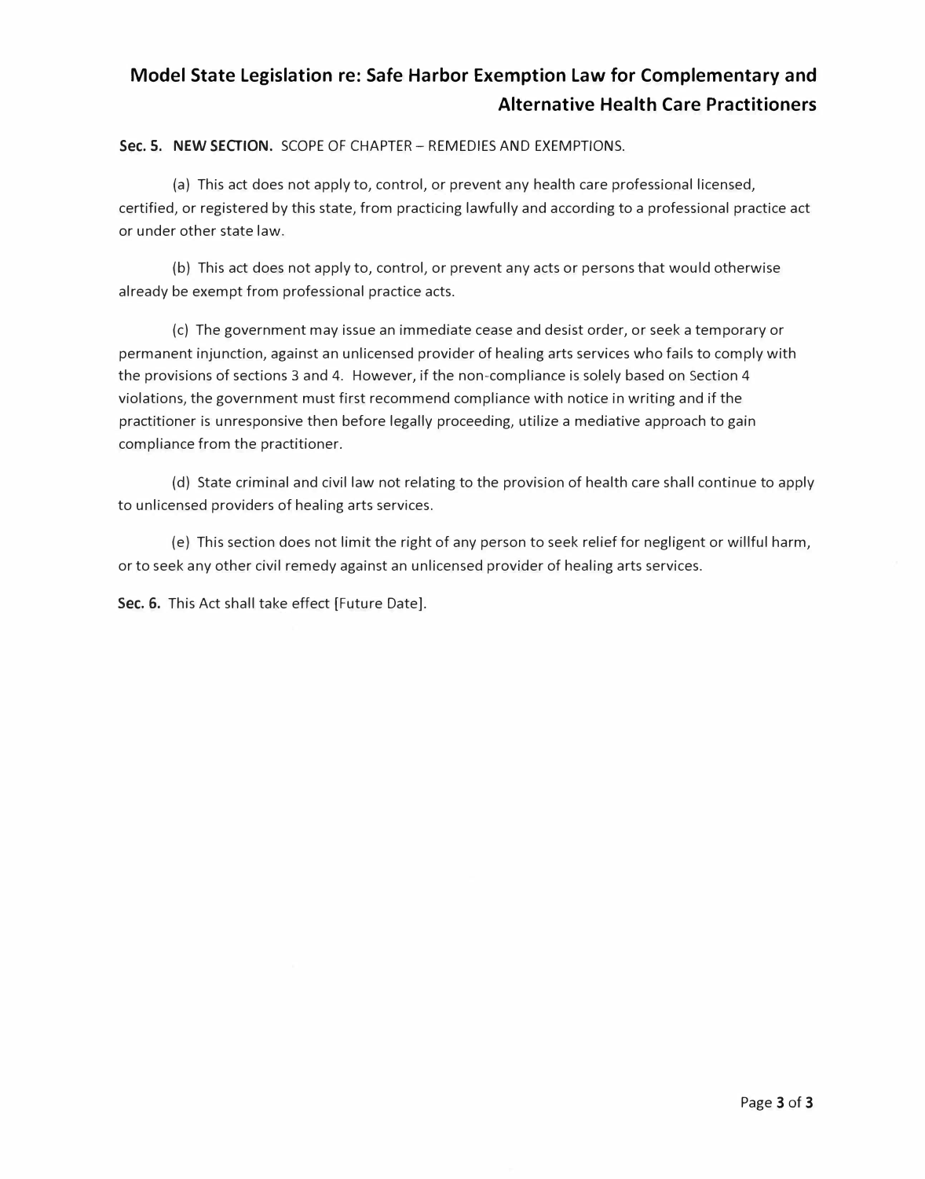**Sec. 5. NEW SECTION.** SCOPE OF CHAPTER – REMEDIES AND EXEMPTIONS.

(a) This act does not apply to, control, or prevent any health care professional licensed, certified, or registered by this state, from practicing lawfully and according to a professional practice act or under other state law.

(b) This act does not apply to, control, or prevent any acts or persons that would otherwise already be exempt from professional practice acts.

(c) The government may issue an immediate cease and desist order, or seek a temporary or permanent injunction, against an unlicensed provider of healing arts services who fails to comply with the provisions of sections 3 and 4. However, if the non-compliance is solely based on Section 4 violations, the government must first recommend compliance with notice in writing and if the practitioner is unresponsive then before legally proceeding, utilize a mediative approach to gain compliance from the practitioner.

(d) State criminal and civil law not relating to the provision of health care shall continue to apply to unlicensed providers of healing arts services.

(e) This section does not limit the right of any person to seek relief for negligent or willful harm, or to seek any other civil remedy against an unlicensed provider of healing arts services.

**Sec. 6.** This Act shall take effect [Future Date].